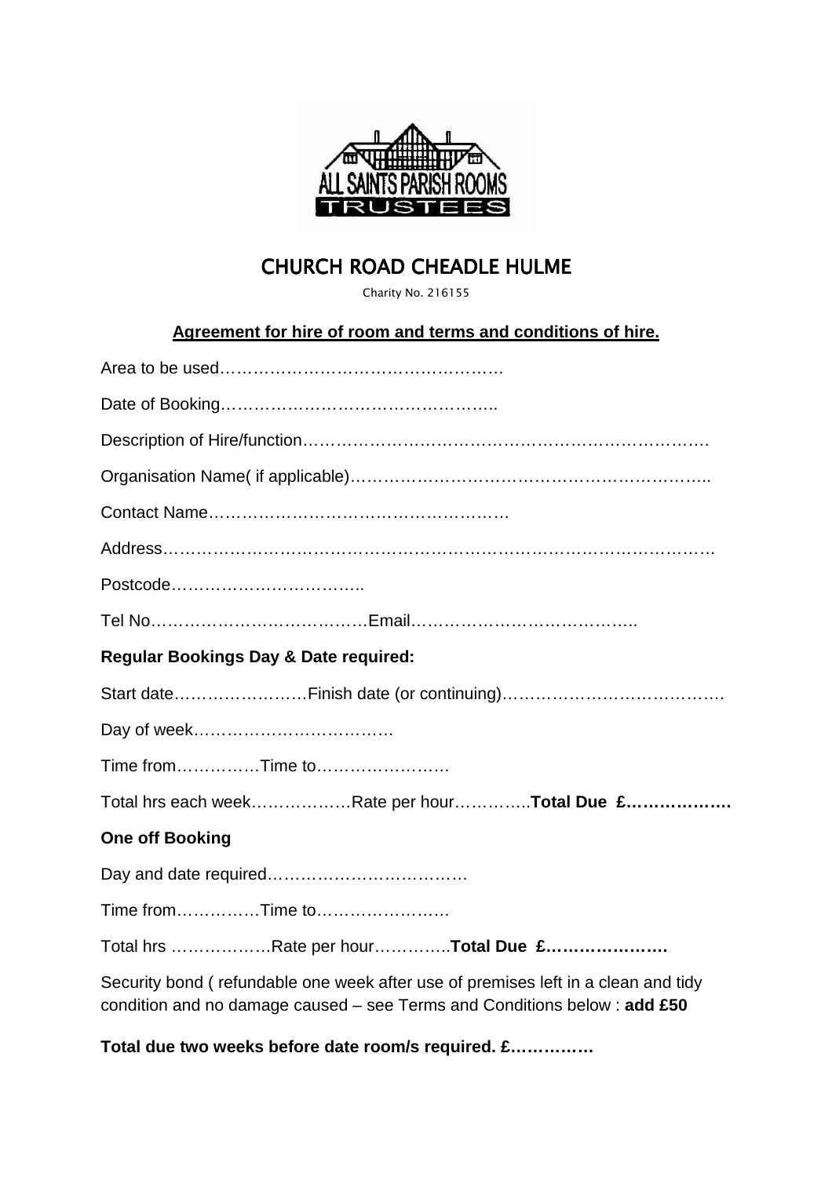ALL SAINTS PARISH ROOMS
TRUSTEES

# CHURCH ROAD CHEADLE HULME

Charity No. 216155

## Agreement for hire of room and terms and conditions of hire.

Area to be used……………………………………………

Date of Booking…………………………………………..

Description of Hire/function……………………………………………………………….

Organisation Name( if applicable)……………………………………………………..

Contact Name……………………………………………

Address………………………………………………………………………………………

Postcode……………………………..

Tel No…………………………………Email…………………………………..

**Regular Bookings Day & Date required:**

Start date……………………Finish date (or continuing)………………………………….

Day of week………………………………

Time from……………Time to……………………

Total hrs each week………………Rate per hour…………..**Total Due £………………**

**One off Booking**

Day and date required………………………………

Time from……………Time to……………………

Total hrs ………………Rate per hour…………..**Total Due £…………………**

Security bond ( refundable one week after use of premises left in a clean and tidy condition and no damage caused – see Terms and Conditions below : **add £50**

**Total due two weeks before date room/s required. £……………**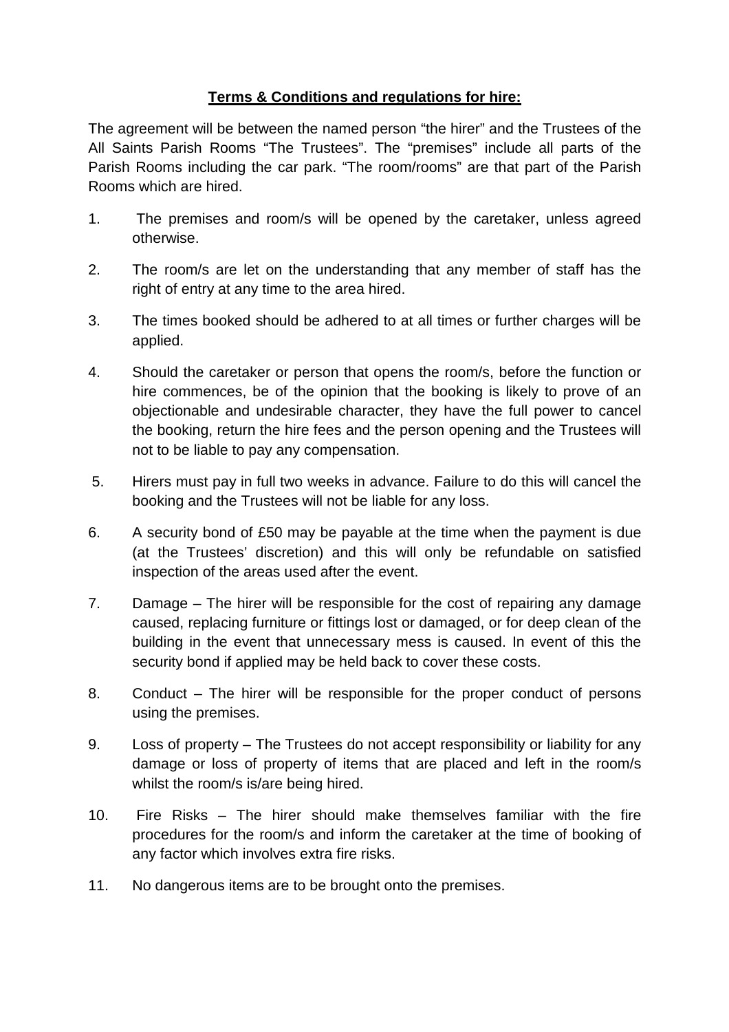**Terms & Conditions and regulations for hire:**

The agreement will be between the named person “the hirer” and the Trustees of the All Saints Parish Rooms “The Trustees”. The “premises” include all parts of the Parish Rooms including the car park. “The room/rooms” are that part of the Parish Rooms which are hired.

1. The premises and room/s will be opened by the caretaker, unless agreed otherwise.

2. The room/s are let on the understanding that any member of staff has the right of entry at any time to the area hired.

3. The times booked should be adhered to at all times or further charges will be applied.

4. Should the caretaker or person that opens the room/s, before the function or hire commences, be of the opinion that the booking is likely to prove of an objectionable and undesirable character, they have the full power to cancel the booking, return the hire fees and the person opening and the Trustees will not to be liable to pay any compensation.

5. Hirers must pay in full two weeks in advance. Failure to do this will cancel the booking and the Trustees will not be liable for any loss.

6. A security bond of £50 may be payable at the time when the payment is due (at the Trustees’ discretion) and this will only be refundable on satisfied inspection of the areas used after the event.

7. Damage – The hirer will be responsible for the cost of repairing any damage caused, replacing furniture or fittings lost or damaged, or for deep clean of the building in the event that unnecessary mess is caused. In event of this the security bond if applied may be held back to cover these costs.

8. Conduct – The hirer will be responsible for the proper conduct of persons using the premises.

9. Loss of property – The Trustees do not accept responsibility or liability for any damage or loss of property of items that are placed and left in the room/s whilst the room/s is/are being hired.

10. Fire Risks – The hirer should make themselves familiar with the fire procedures for the room/s and inform the caretaker at the time of booking of any factor which involves extra fire risks.

11. No dangerous items are to be brought onto the premises.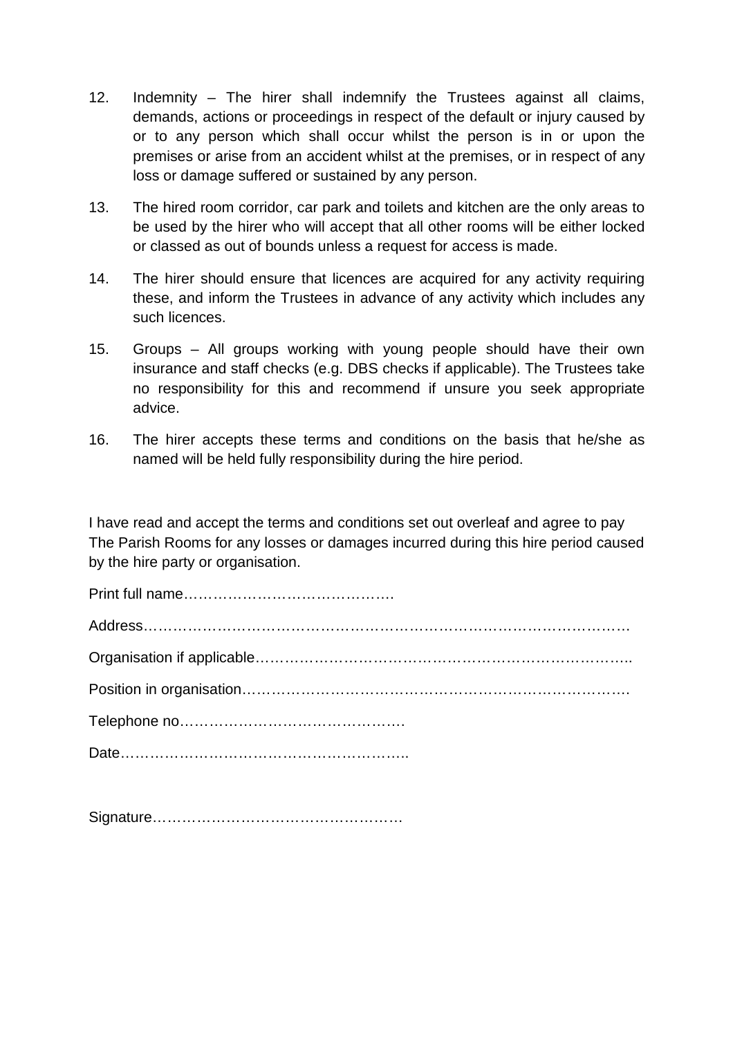12. Indemnity – The hirer shall indemnify the Trustees against all claims, demands, actions or proceedings in respect of the default or injury caused by or to any person which shall occur whilst the person is in or upon the premises or arise from an accident whilst at the premises, or in respect of any loss or damage suffered or sustained by any person.

13. The hired room corridor, car park and toilets and kitchen are the only areas to be used by the hirer who will accept that all other rooms will be either locked or classed as out of bounds unless a request for access is made.

14. The hirer should ensure that licences are acquired for any activity requiring these, and inform the Trustees in advance of any activity which includes any such licences.

15. Groups – All groups working with young people should have their own insurance and staff checks (e.g. DBS checks if applicable). The Trustees take no responsibility for this and recommend if unsure you seek appropriate advice.

16. The hirer accepts these terms and conditions on the basis that he/she as named will be held fully responsibility during the hire period.

I have read and accept the terms and conditions set out overleaf and agree to pay The Parish Rooms for any losses or damages incurred during this hire period caused by the hire party or organisation.

Print full name…………………………………….

Address………………………………………………………………………………………

Organisation if applicable…………………………………………………………………..

Position in organisation…………………………………………………………………….

Telephone no……………………………………….

Date…………………………………………………..

Signature……………………………………………